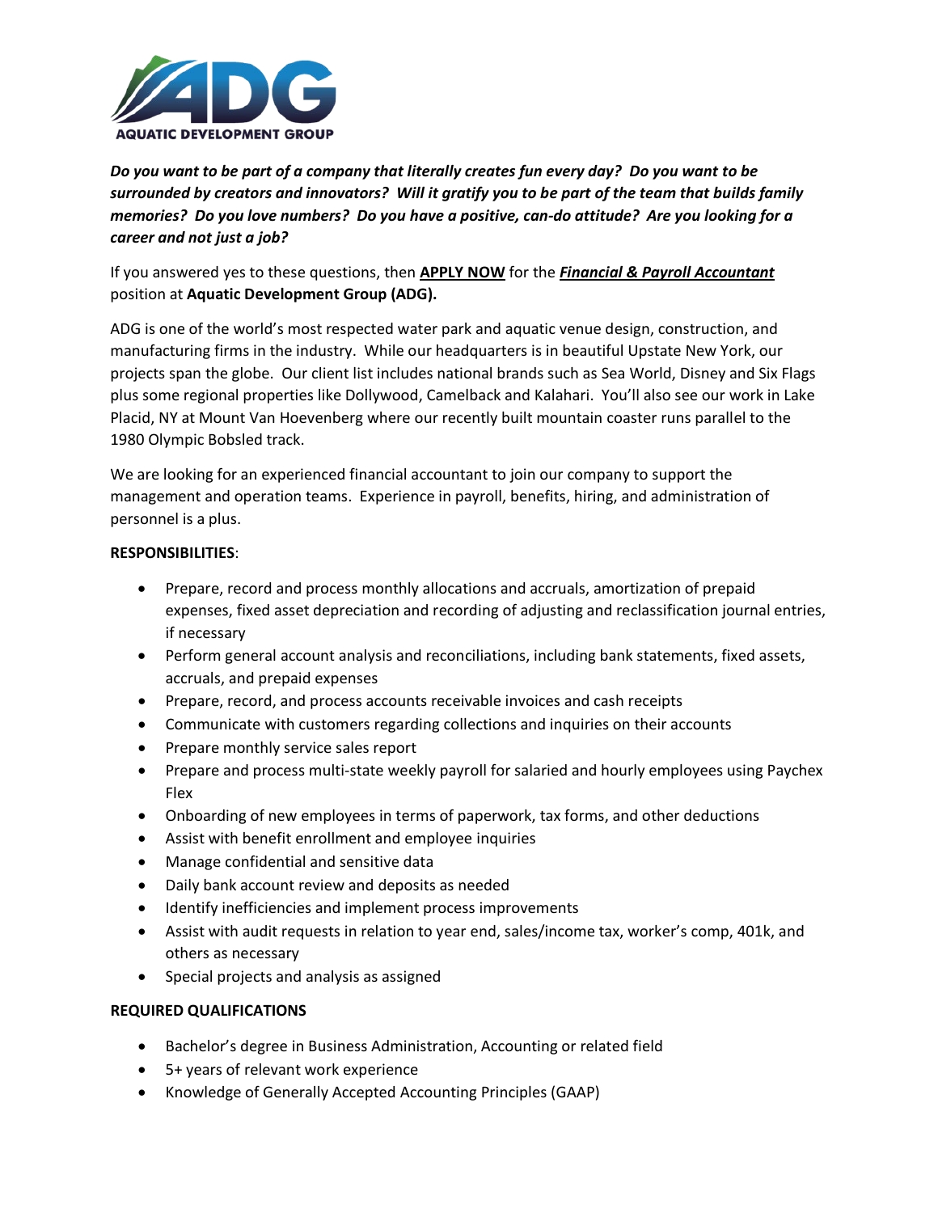AQUATIC DEVELOPMENT GROUP

***Do you want to be part of a company that literally creates fun every day? Do you want to be surrounded by creators and innovators? Will it gratify you to be part of the team that builds family memories? Do you love numbers? Do you have a positive, can-do attitude? Are you looking for a career and not just a job?***

If you answered yes to these questions, then **APPLY NOW** for the ***Financial & Payroll Accountant*** position at **Aquatic Development Group (ADG).**

ADG is one of the world's most respected water park and aquatic venue design, construction, and manufacturing firms in the industry. While our headquarters is in beautiful Upstate New York, our projects span the globe. Our client list includes national brands such as Sea World, Disney and Six Flags plus some regional properties like Dollywood, Camelback and Kalahari. You'll also see our work in Lake Placid, NY at Mount Van Hoevenberg where our recently built mountain coaster runs parallel to the 1980 Olympic Bobsled track.

We are looking for an experienced financial accountant to join our company to support the management and operation teams. Experience in payroll, benefits, hiring, and administration of personnel is a plus.

**RESPONSIBILITIES**:

- Prepare, record and process monthly allocations and accruals, amortization of prepaid expenses, fixed asset depreciation and recording of adjusting and reclassification journal entries, if necessary
- Perform general account analysis and reconciliations, including bank statements, fixed assets, accruals, and prepaid expenses
- Prepare, record, and process accounts receivable invoices and cash receipts
- Communicate with customers regarding collections and inquiries on their accounts
- Prepare monthly service sales report
- Prepare and process multi-state weekly payroll for salaried and hourly employees using Paychex Flex
- Onboarding of new employees in terms of paperwork, tax forms, and other deductions
- Assist with benefit enrollment and employee inquiries
- Manage confidential and sensitive data
- Daily bank account review and deposits as needed
- Identify inefficiencies and implement process improvements
- Assist with audit requests in relation to year end, sales/income tax, worker's comp, 401k, and others as necessary
- Special projects and analysis as assigned

**REQUIRED QUALIFICATIONS**

- Bachelor's degree in Business Administration, Accounting or related field
- 5+ years of relevant work experience
- Knowledge of Generally Accepted Accounting Principles (GAAP)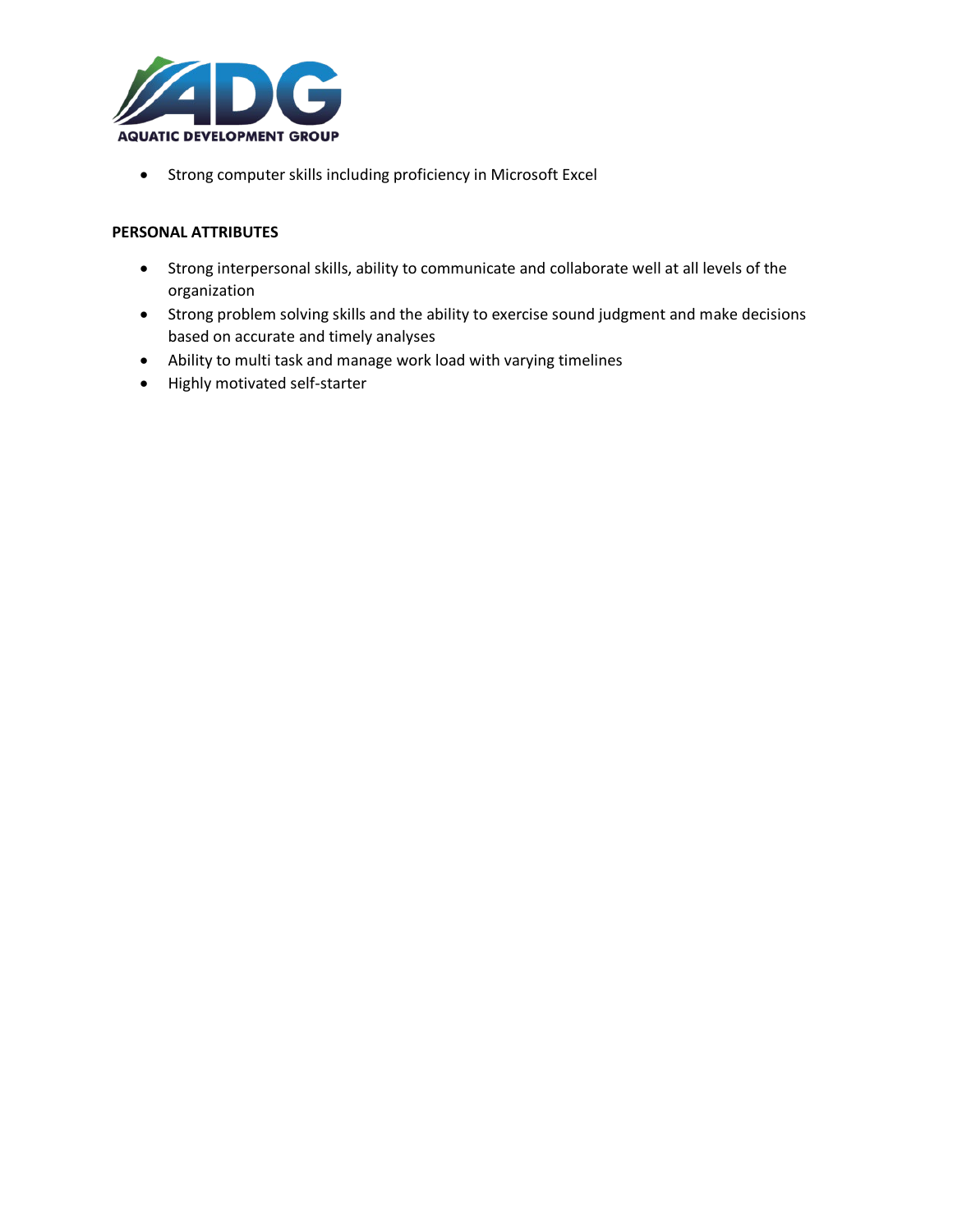- Strong computer skills including proficiency in Microsoft Excel

**PERSONAL ATTRIBUTES**

- Strong interpersonal skills, ability to communicate and collaborate well at all levels of the organization
- Strong problem solving skills and the ability to exercise sound judgment and make decisions based on accurate and timely analyses
- Ability to multi task and manage work load with varying timelines
- Highly motivated self-starter